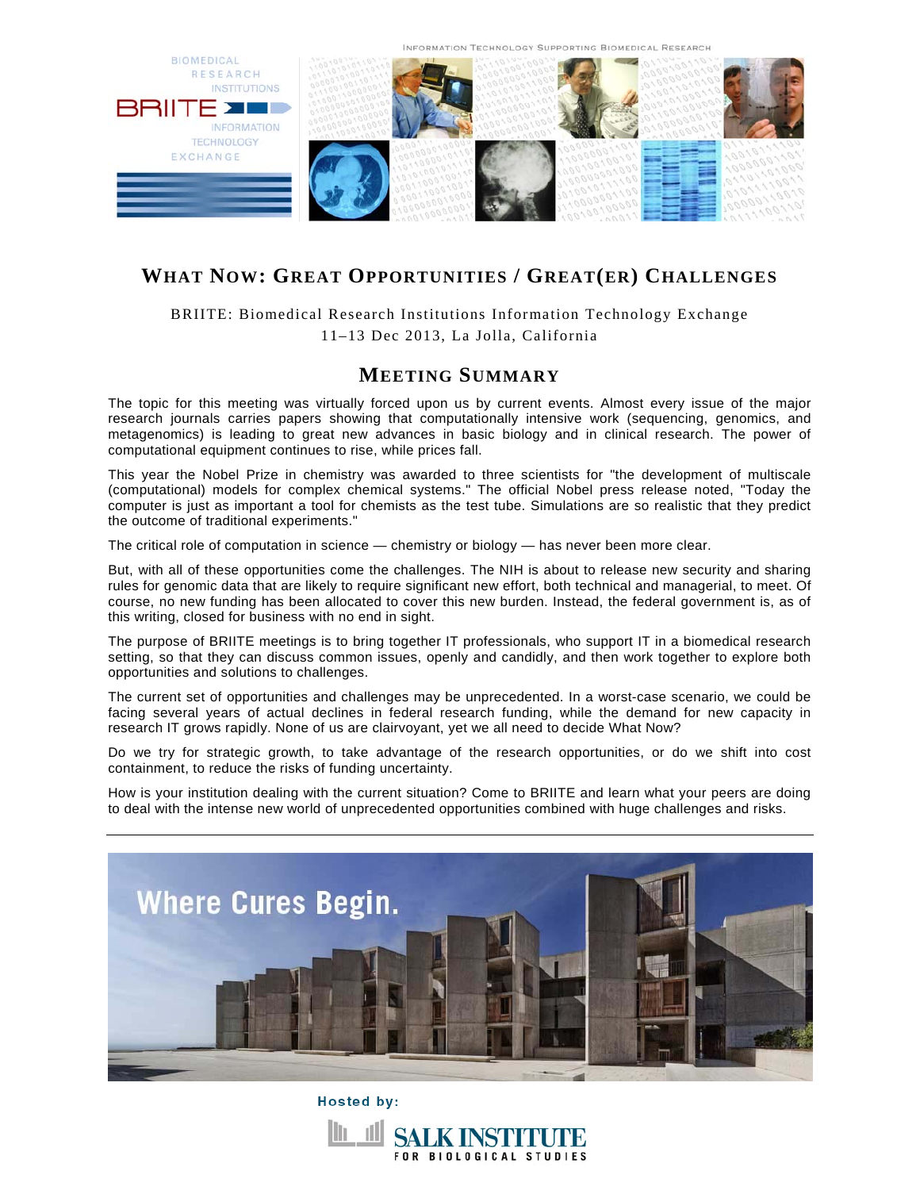INFORMATION TECHNOLOGY SUPPORTING BIOMEDICAL RESEARCH

BIOMEDICAL RESEARCH INSTITUTIONS BRIITE INFORMATION TECHNOLOGY EXCHANGE

# WHAT NOW: GREAT OPPORTUNITIES / GREAT(ER) CHALLENGES

BRIITE: Biomedical Research Institutions Information Technology Exchange
11–13 Dec 2013, La Jolla, California

## MEETING SUMMARY

The topic for this meeting was virtually forced upon us by current events. Almost every issue of the major research journals carries papers showing that computationally intensive work (sequencing, genomics, and metagenomics) is leading to great new advances in basic biology and in clinical research. The power of computational equipment continues to rise, while prices fall.

This year the Nobel Prize in chemistry was awarded to three scientists for "the development of multiscale (computational) models for complex chemical systems." The official Nobel press release noted, "Today the computer is just as important a tool for chemists as the test tube. Simulations are so realistic that they predict the outcome of traditional experiments."

The critical role of computation in science — chemistry or biology — has never been more clear.

But, with all of these opportunities come the challenges. The NIH is about to release new security and sharing rules for genomic data that are likely to require significant new effort, both technical and managerial, to meet. Of course, no new funding has been allocated to cover this new burden. Instead, the federal government is, as of this writing, closed for business with no end in sight.

The purpose of BRIITE meetings is to bring together IT professionals, who support IT in a biomedical research setting, so that they can discuss common issues, openly and candidly, and then work together to explore both opportunities and solutions to challenges.

The current set of opportunities and challenges may be unprecedented. In a worst-case scenario, we could be facing several years of actual declines in federal research funding, while the demand for new capacity in research IT grows rapidly. None of us are clairvoyant, yet we all need to decide What Now?

Do we try for strategic growth, to take advantage of the research opportunities, or do we shift into cost containment, to reduce the risks of funding uncertainty.

How is your institution dealing with the current situation? Come to BRIITE and learn what your peers are doing to deal with the intense new world of unprecedented opportunities combined with huge challenges and risks.

---

Where Cures Begin.

Hosted by:

SALK INSTITUTE FOR BIOLOGICAL STUDIES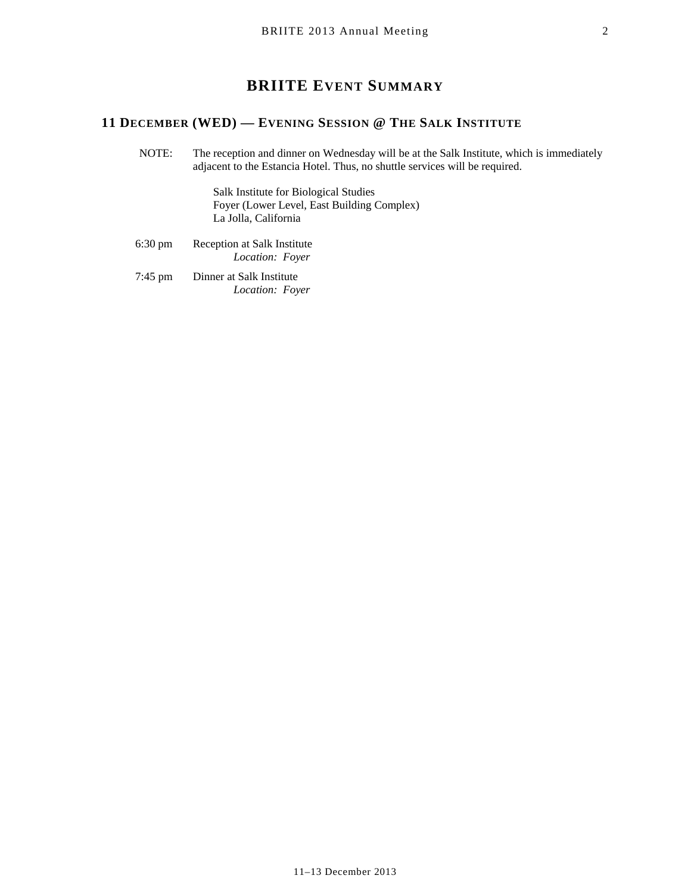# BRIITE Event Summary

## 11 December (WED) — Evening Session @ The Salk Institute

NOTE: The reception and dinner on Wednesday will be at the Salk Institute, which is immediately adjacent to the Estancia Hotel. Thus, no shuttle services will be required.

Salk Institute for Biological Studies
Foyer (Lower Level, East Building Complex)
La Jolla, California

6:30 pm — Reception at Salk Institute
*Location: Foyer*

7:45 pm — Dinner at Salk Institute
*Location: Foyer*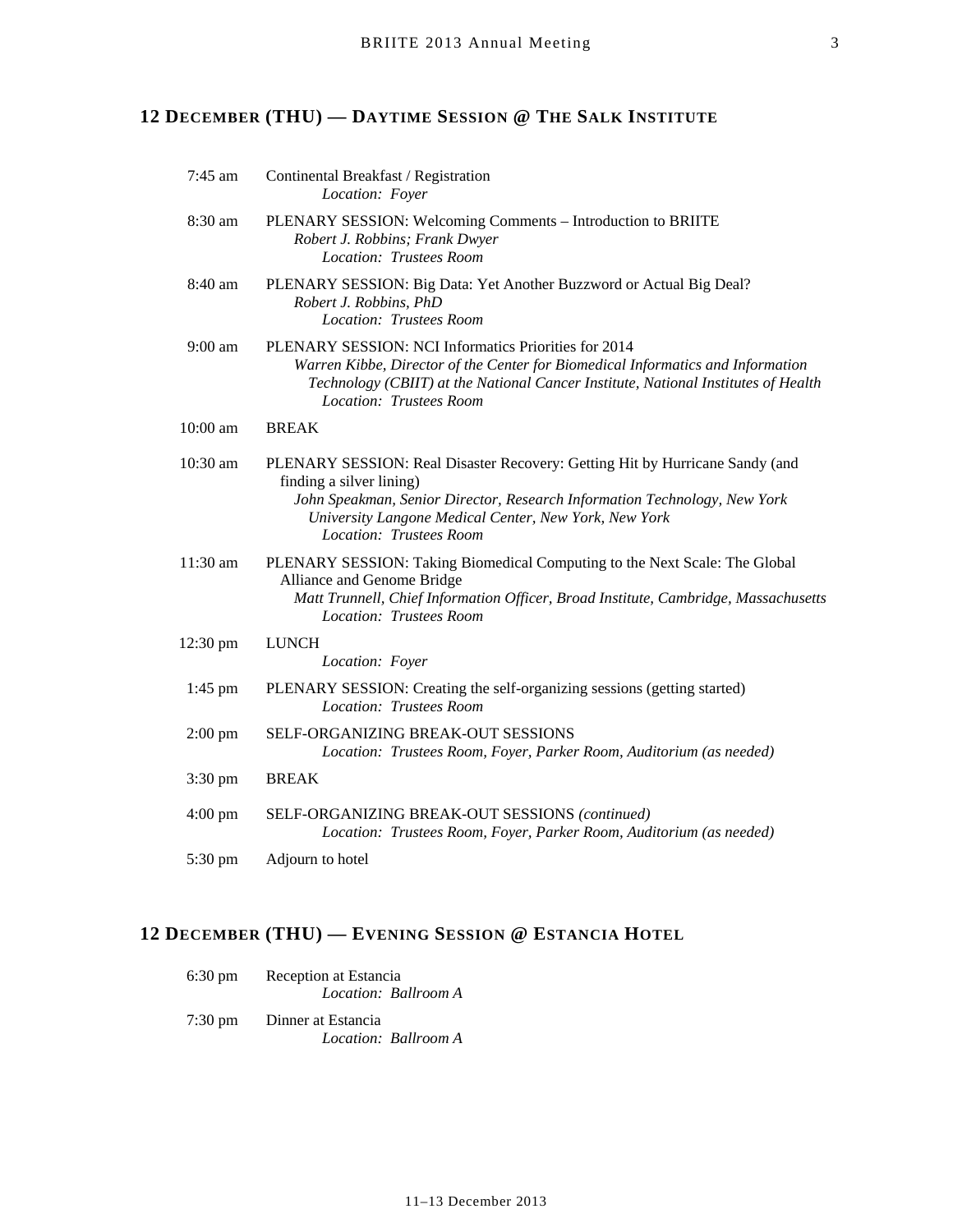## 12 December (THU) — Daytime Session @ The Salk Institute

| | |
|---|---|
| 7:45 am | Continental Breakfast / Registration<br>*Location: Foyer* |
| 8:30 am | PLENARY SESSION: Welcoming Comments – Introduction to BRIITE<br>*Robert J. Robbins; Frank Dwyer*<br>*Location: Trustees Room* |
| 8:40 am | PLENARY SESSION: Big Data: Yet Another Buzzword or Actual Big Deal?<br>*Robert J. Robbins, PhD*<br>*Location: Trustees Room* |
| 9:00 am | PLENARY SESSION: NCI Informatics Priorities for 2014<br>*Warren Kibbe, Director of the Center for Biomedical Informatics and Information Technology (CBIIT) at the National Cancer Institute, National Institutes of Health*<br>*Location: Trustees Room* |
| 10:00 am | BREAK |
| 10:30 am | PLENARY SESSION: Real Disaster Recovery: Getting Hit by Hurricane Sandy (and finding a silver lining)<br>*John Speakman, Senior Director, Research Information Technology, New York University Langone Medical Center, New York, New York*<br>*Location: Trustees Room* |
| 11:30 am | PLENARY SESSION: Taking Biomedical Computing to the Next Scale: The Global Alliance and Genome Bridge<br>*Matt Trunnell, Chief Information Officer, Broad Institute, Cambridge, Massachusetts*<br>*Location: Trustees Room* |
| 12:30 pm | LUNCH<br>*Location: Foyer* |
| 1:45 pm | PLENARY SESSION: Creating the self-organizing sessions (getting started)<br>*Location: Trustees Room* |
| 2:00 pm | SELF-ORGANIZING BREAK-OUT SESSIONS<br>*Location: Trustees Room, Foyer, Parker Room, Auditorium (as needed)* |
| 3:30 pm | BREAK |
| 4:00 pm | SELF-ORGANIZING BREAK-OUT SESSIONS *(continued)*<br>*Location: Trustees Room, Foyer, Parker Room, Auditorium (as needed)* |
| 5:30 pm | Adjourn to hotel |

## 12 December (THU) — Evening Session @ Estancia Hotel

| | |
|---|---|
| 6:30 pm | Reception at Estancia<br>*Location: Ballroom A* |
| 7:30 pm | Dinner at Estancia<br>*Location: Ballroom A* |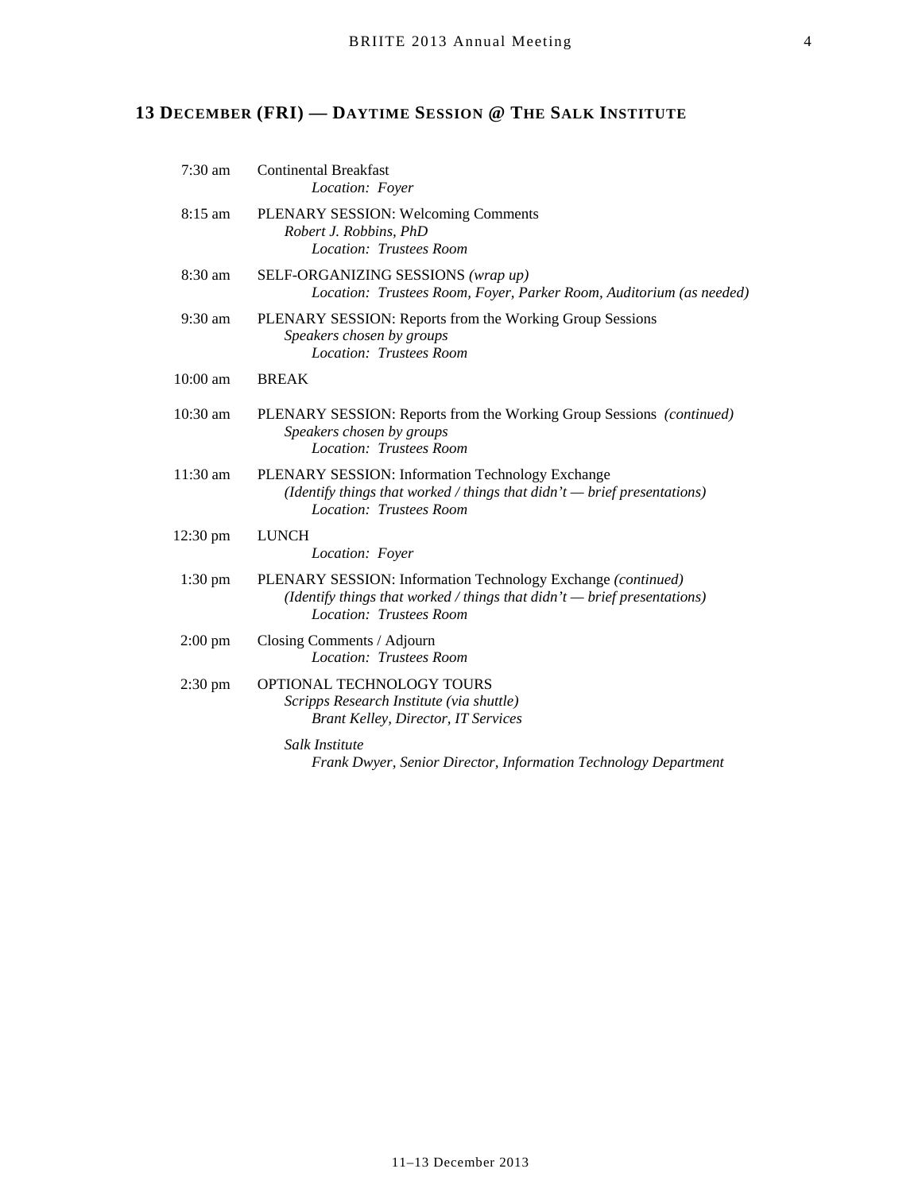## 13 December (FRI) — Daytime Session @ The Salk Institute

| | |
|---|---|
| 7:30 am | Continental Breakfast<br>*Location: Foyer* |
| 8:15 am | PLENARY SESSION: Welcoming Comments<br>*Robert J. Robbins, PhD*<br>*Location: Trustees Room* |
| 8:30 am | SELF-ORGANIZING SESSIONS *(wrap up)*<br>*Location: Trustees Room, Foyer, Parker Room, Auditorium (as needed)* |
| 9:30 am | PLENARY SESSION: Reports from the Working Group Sessions<br>*Speakers chosen by groups*<br>*Location: Trustees Room* |
| 10:00 am | BREAK |
| 10:30 am | PLENARY SESSION: Reports from the Working Group Sessions *(continued)*<br>*Speakers chosen by groups*<br>*Location: Trustees Room* |
| 11:30 am | PLENARY SESSION: Information Technology Exchange<br>*(Identify things that worked / things that didn't — brief presentations)*<br>*Location: Trustees Room* |
| 12:30 pm | LUNCH<br>*Location: Foyer* |
| 1:30 pm | PLENARY SESSION: Information Technology Exchange *(continued)*<br>*(Identify things that worked / things that didn't — brief presentations)*<br>*Location: Trustees Room* |
| 2:00 pm | Closing Comments / Adjourn<br>*Location: Trustees Room* |
| 2:30 pm | OPTIONAL TECHNOLOGY TOURS<br>*Scripps Research Institute (via shuttle)*<br>*Brant Kelley, Director, IT Services*<br><br>*Salk Institute*<br>*Frank Dwyer, Senior Director, Information Technology Department* |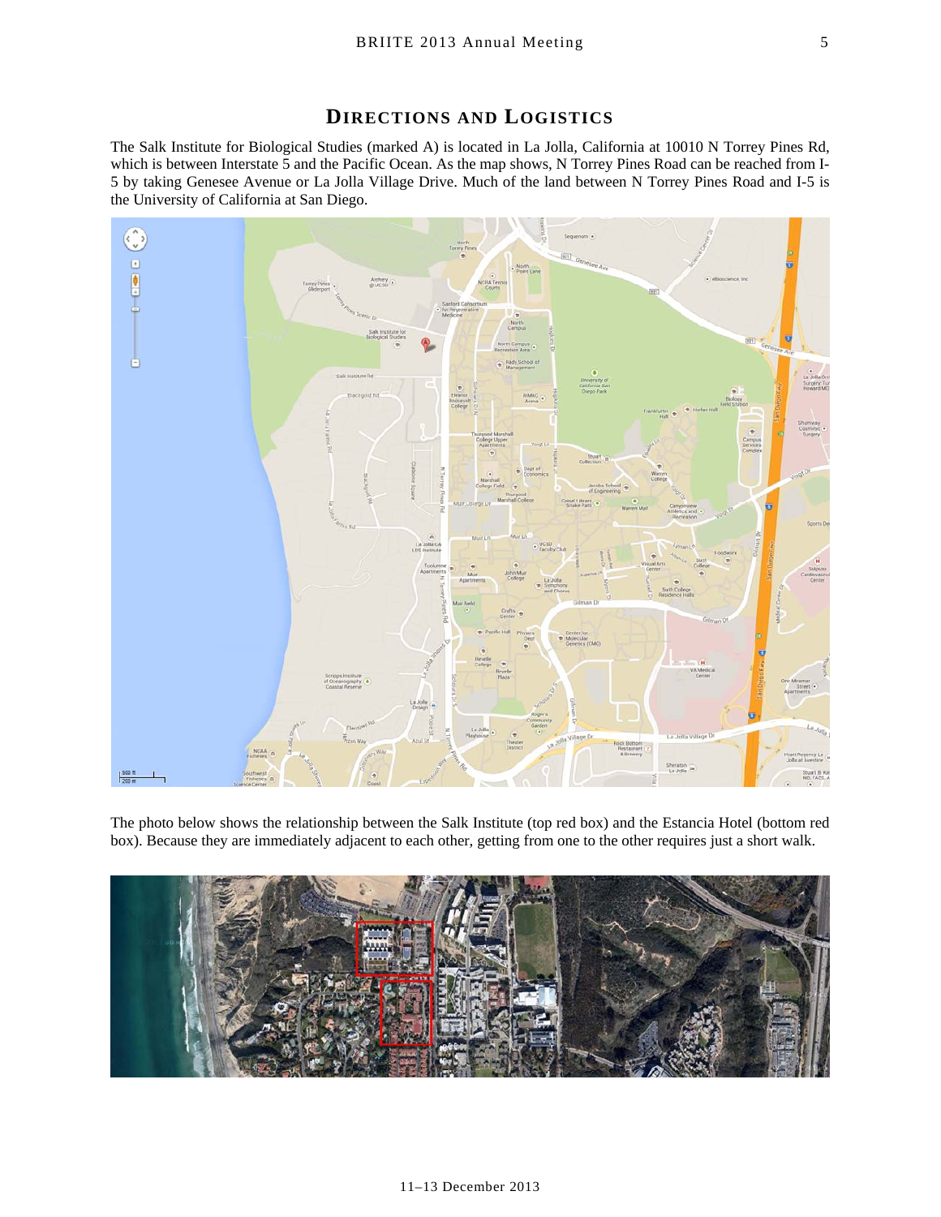## DIRECTIONS AND LOGISTICS

The Salk Institute for Biological Studies (marked A) is located in La Jolla, California at 10010 N Torrey Pines Rd, which is between Interstate 5 and the Pacific Ocean. As the map shows, N Torrey Pines Road can be reached from I-5 by taking Genesee Avenue or La Jolla Village Drive. Much of the land between N Torrey Pines Road and I-5 is the University of California at San Diego.

The photo below shows the relationship between the Salk Institute (top red box) and the Estancia Hotel (bottom red box). Because they are immediately adjacent to each other, getting from one to the other requires just a short walk.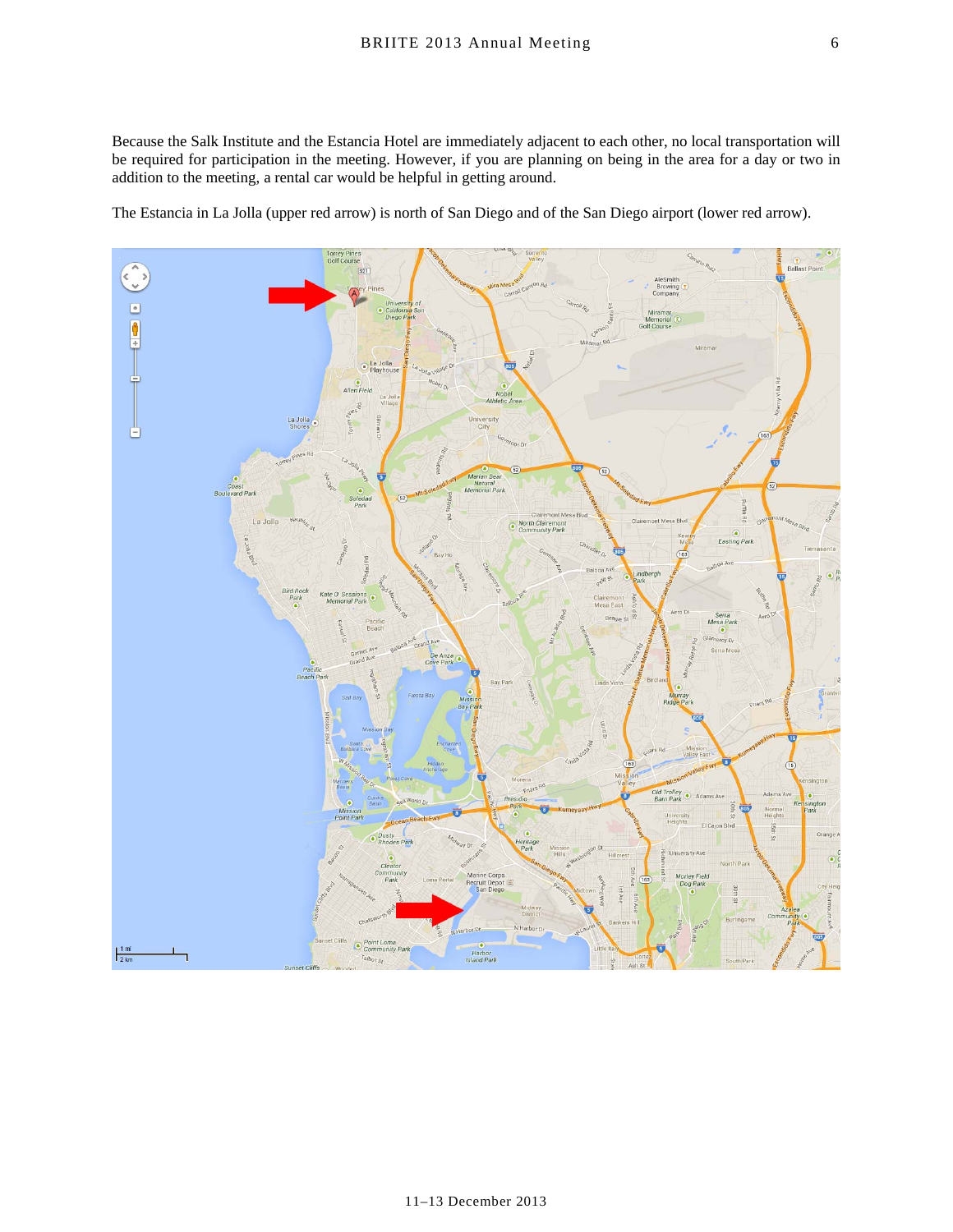Because the Salk Institute and the Estancia Hotel are immediately adjacent to each other, no local transportation will be required for participation in the meeting. However, if you are planning on being in the area for a day or two in addition to the meeting, a rental car would be helpful in getting around.

The Estancia in La Jolla (upper red arrow) is north of San Diego and of the San Diego airport (lower red arrow).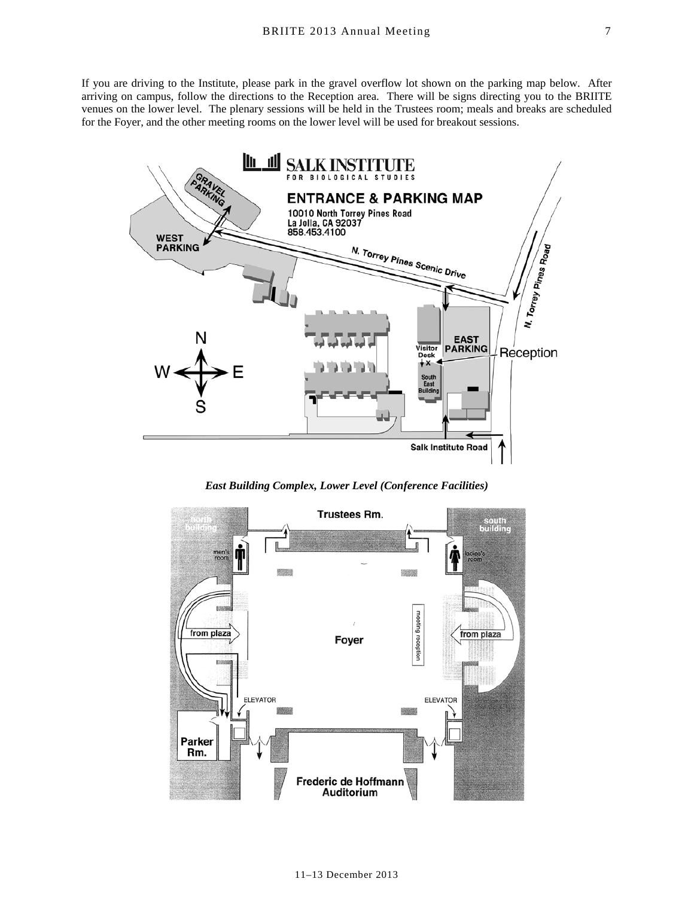If you are driving to the Institute, please park in the gravel overflow lot shown on the parking map below. After arriving on campus, follow the directions to the Reception area. There will be signs directing you to the BRIITE venues on the lower level. The plenary sessions will be held in the Trustees room; meals and breaks are scheduled for the Foyer, and the other meeting rooms on the lower level will be used for breakout sessions.

*East Building Complex, Lower Level (Conference Facilities)*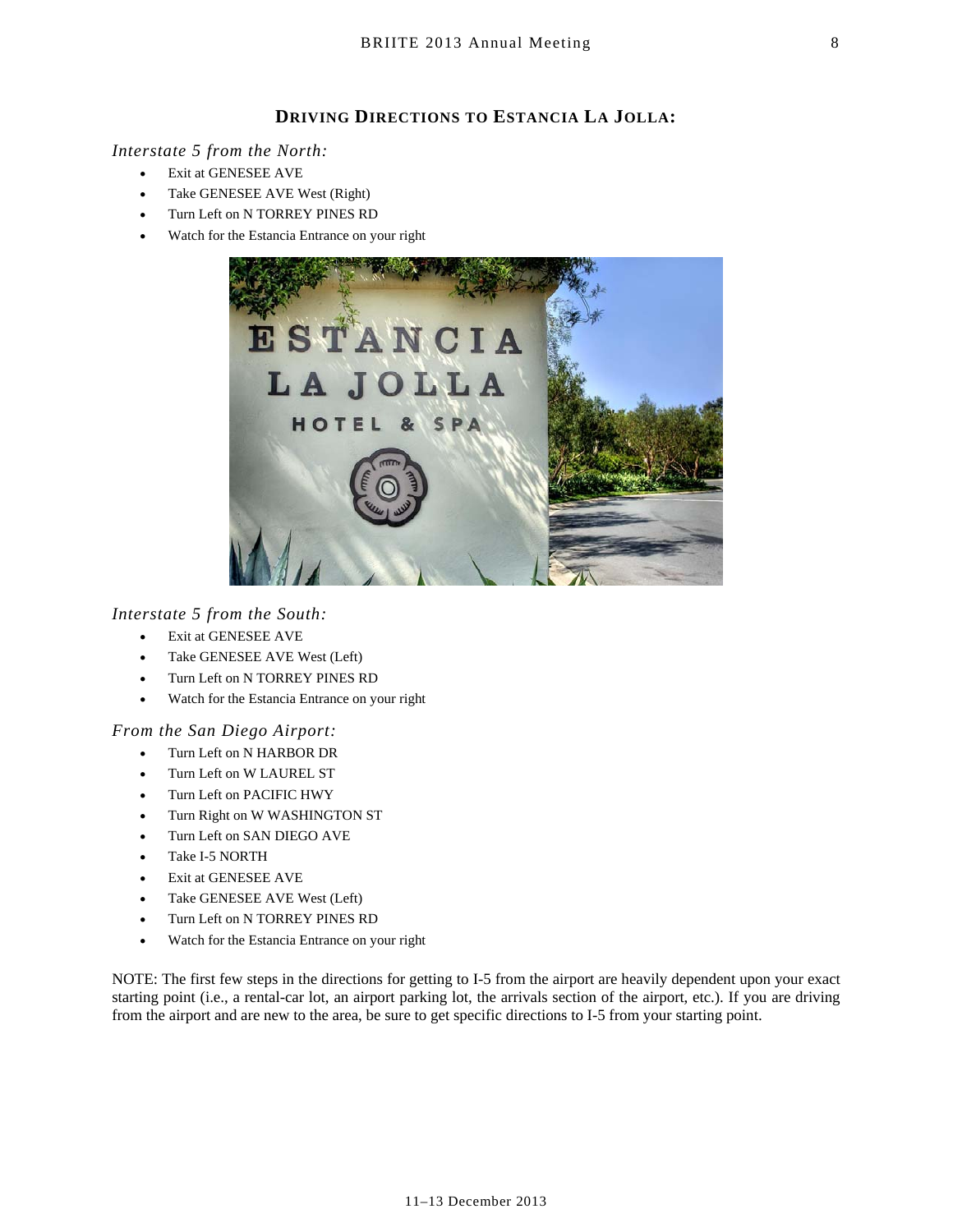## DRIVING DIRECTIONS TO ESTANCIA LA JOLLA:

*Interstate 5 from the North:*

- Exit at GENESEE AVE
- Take GENESEE AVE West (Right)
- Turn Left on N TORREY PINES RD
- Watch for the Estancia Entrance on your right

*Interstate 5 from the South:*

- Exit at GENESEE AVE
- Take GENESEE AVE West (Left)
- Turn Left on N TORREY PINES RD
- Watch for the Estancia Entrance on your right

*From the San Diego Airport:*

- Turn Left on N HARBOR DR
- Turn Left on W LAUREL ST
- Turn Left on PACIFIC HWY
- Turn Right on W WASHINGTON ST
- Turn Left on SAN DIEGO AVE
- Take I-5 NORTH
- Exit at GENESEE AVE
- Take GENESEE AVE West (Left)
- Turn Left on N TORREY PINES RD
- Watch for the Estancia Entrance on your right

NOTE: The first few steps in the directions for getting to I-5 from the airport are heavily dependent upon your exact starting point (i.e., a rental-car lot, an airport parking lot, the arrivals section of the airport, etc.). If you are driving from the airport and are new to the area, be sure to get specific directions to I-5 from your starting point.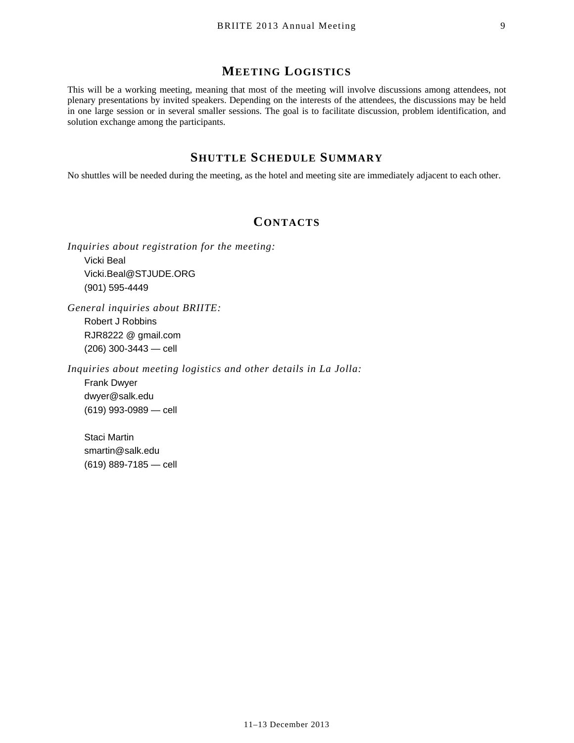## Meeting Logistics

This will be a working meeting, meaning that most of the meeting will involve discussions among attendees, not plenary presentations by invited speakers. Depending on the interests of the attendees, the discussions may be held in one large session or in several smaller sessions. The goal is to facilitate discussion, problem identification, and solution exchange among the participants.

## Shuttle Schedule Summary

No shuttles will be needed during the meeting, as the hotel and meeting site are immediately adjacent to each other.

## Contacts

*Inquiries about registration for the meeting:*

Vicki Beal
Vicki.Beal@STJUDE.ORG
(901) 595-4449

*General inquiries about BRIITE:*

Robert J Robbins
RJR8222 @ gmail.com
(206) 300-3443 — cell

*Inquiries about meeting logistics and other details in La Jolla:*

Frank Dwyer
dwyer@salk.edu
(619) 993-0989 — cell

Staci Martin
smartin@salk.edu
(619) 889-7185 — cell